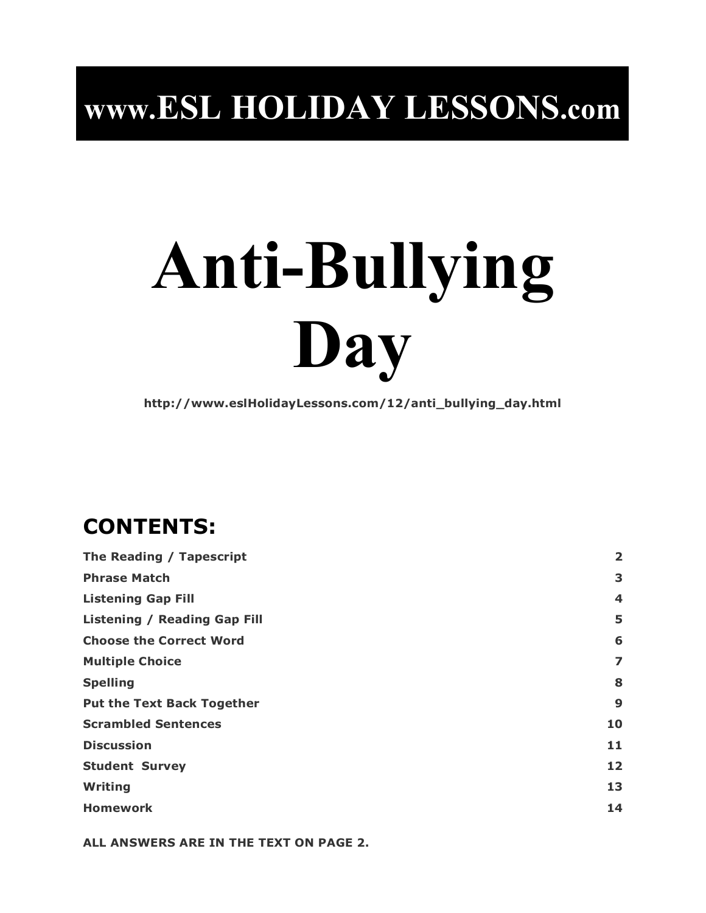# www.ESL HOLIDAY LESSONS.com

# Anti-Bullying Day

**http://www.eslHolidayLessons.com/12/anti_bullying_day.html**

## CONTENTS:

| | |
|---|---|
| **The Reading / Tapescript** | **2** |
| **Phrase Match** | **3** |
| **Listening Gap Fill** | **4** |
| **Listening / Reading Gap Fill** | **5** |
| **Choose the Correct Word** | **6** |
| **Multiple Choice** | **7** |
| **Spelling** | **8** |
| **Put the Text Back Together** | **9** |
| **Scrambled Sentences** | **10** |
| **Discussion** | **11** |
| **Student Survey** | **12** |
| **Writing** | **13** |
| **Homework** | **14** |

**ALL ANSWERS ARE IN THE TEXT ON PAGE 2.**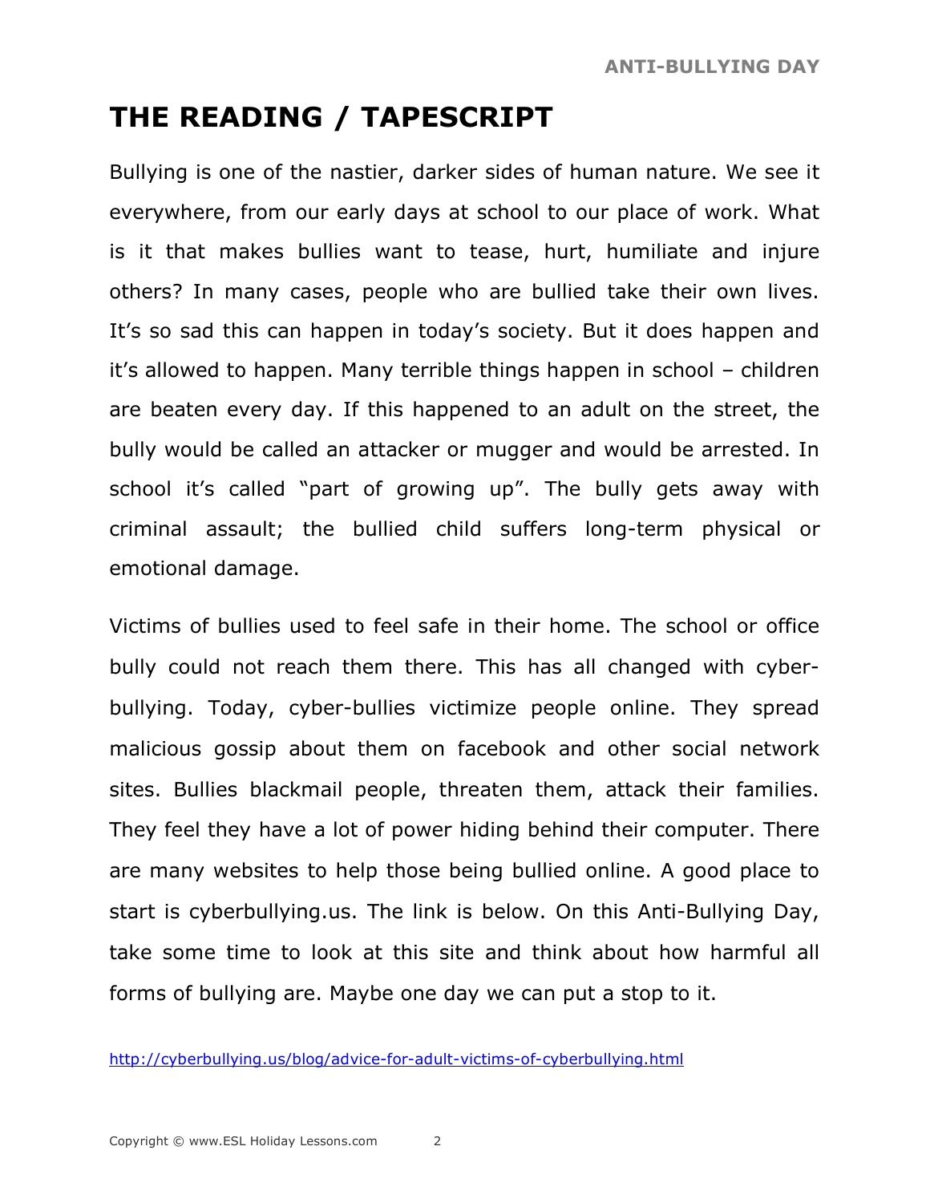# THE READING / TAPESCRIPT

Bullying is one of the nastier, darker sides of human nature. We see it everywhere, from our early days at school to our place of work. What is it that makes bullies want to tease, hurt, humiliate and injure others? In many cases, people who are bullied take their own lives. It's so sad this can happen in today's society. But it does happen and it's allowed to happen. Many terrible things happen in school – children are beaten every day. If this happened to an adult on the street, the bully would be called an attacker or mugger and would be arrested. In school it's called "part of growing up". The bully gets away with criminal assault; the bullied child suffers long-term physical or emotional damage.

Victims of bullies used to feel safe in their home. The school or office bully could not reach them there. This has all changed with cyber-bullying. Today, cyber-bullies victimize people online. They spread malicious gossip about them on facebook and other social network sites. Bullies blackmail people, threaten them, attack their families. They feel they have a lot of power hiding behind their computer. There are many websites to help those being bullied online. A good place to start is cyberbullying.us. The link is below. On this Anti-Bullying Day, take some time to look at this site and think about how harmful all forms of bullying are. Maybe one day we can put a stop to it.

http://cyberbullying.us/blog/advice-for-adult-victims-of-cyberbullying.html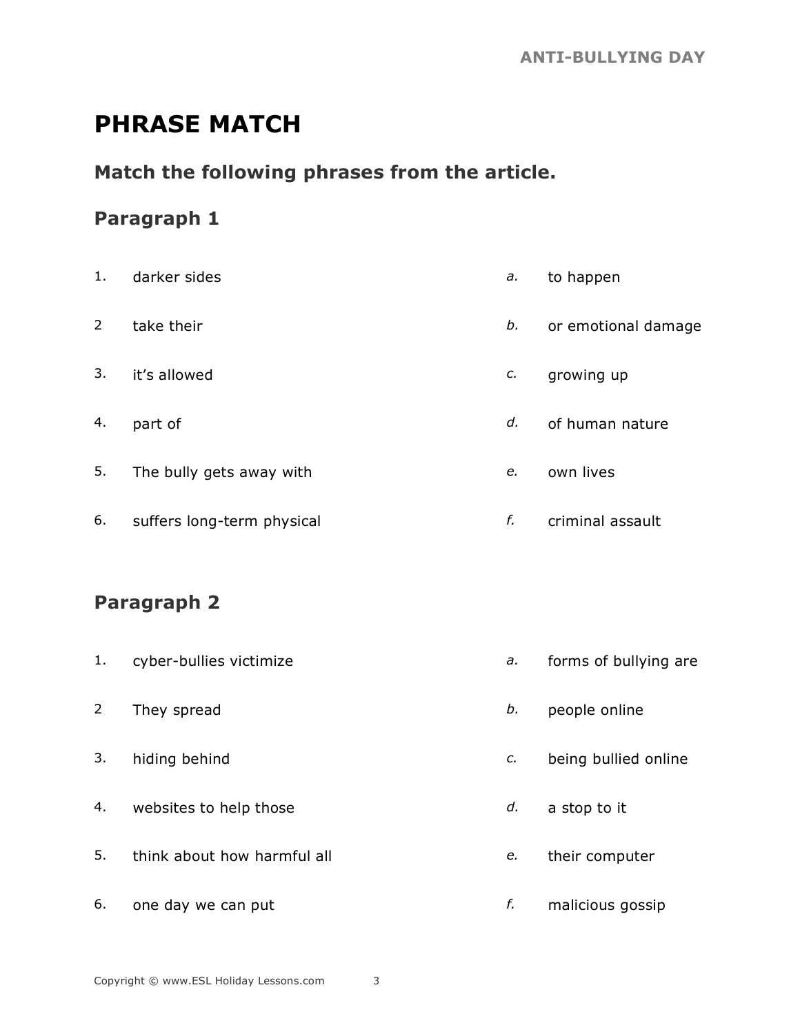# PHRASE MATCH

## Match the following phrases from the article.

### Paragraph 1

| | | | |
|---|---|---|---|
| 1. | darker sides | *a.* | to happen |
| 2 | take their | *b.* | or emotional damage |
| 3. | it's allowed | *c.* | growing up |
| 4. | part of | *d.* | of human nature |
| 5. | The bully gets away with | *e.* | own lives |
| 6. | suffers long-term physical | *f.* | criminal assault |

### Paragraph 2

| | | | |
|---|---|---|---|
| 1. | cyber-bullies victimize | *a.* | forms of bullying are |
| 2 | They spread | *b.* | people online |
| 3. | hiding behind | *c.* | being bullied online |
| 4. | websites to help those | *d.* | a stop to it |
| 5. | think about how harmful all | *e.* | their computer |
| 6. | one day we can put | *f.* | malicious gossip |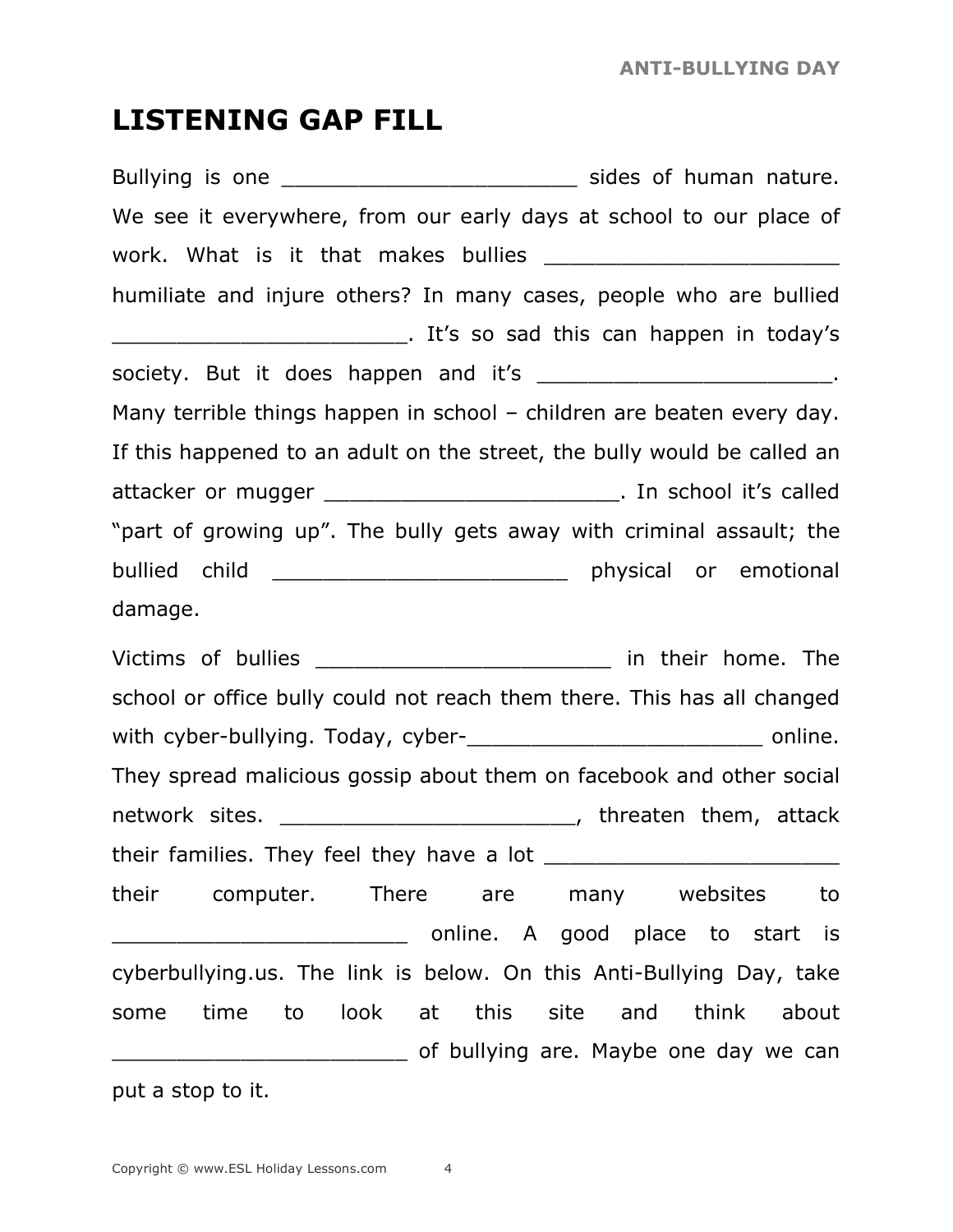# LISTENING GAP FILL

Bullying is one _______________________ sides of human nature. We see it everywhere, from our early days at school to our place of work. What is it that makes bullies _______________________ humiliate and injure others? In many cases, people who are bullied _______________________. It's so sad this can happen in today's society. But it does happen and it's _______________________. Many terrible things happen in school – children are beaten every day. If this happened to an adult on the street, the bully would be called an attacker or mugger _______________________. In school it's called "part of growing up". The bully gets away with criminal assault; the bullied child _______________________ physical or emotional damage.

Victims of bullies _______________________ in their home. The school or office bully could not reach them there. This has all changed with cyber-bullying. Today, cyber-_______________________ online. They spread malicious gossip about them on facebook and other social network sites. _______________________, threaten them, attack their families. They feel they have a lot _______________________ their computer. There are many websites to _______________________ online. A good place to start is cyberbullying.us. The link is below. On this Anti-Bullying Day, take some time to look at this site and think about _______________________ of bullying are. Maybe one day we can put a stop to it.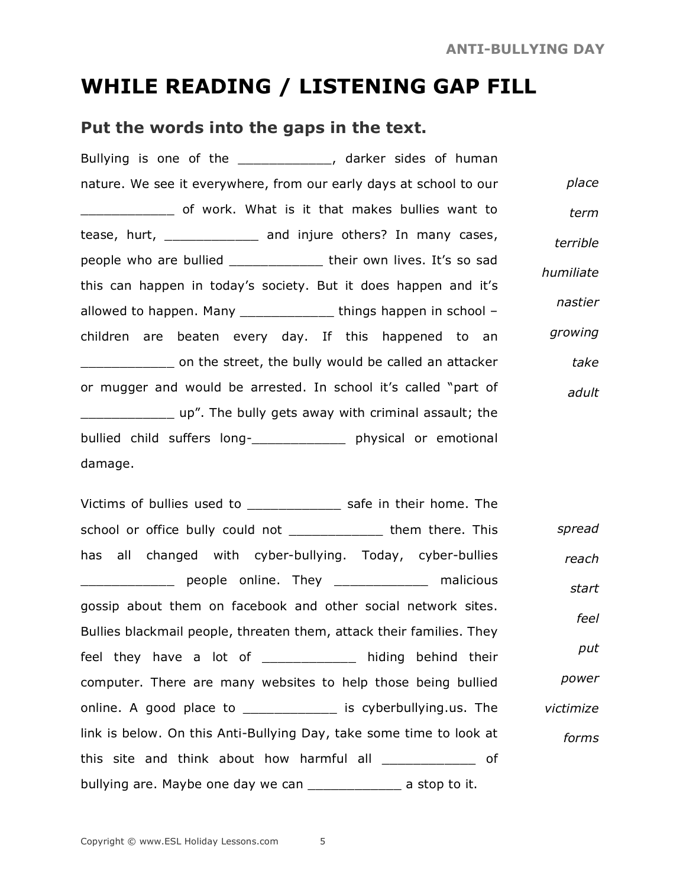# WHILE READING / LISTENING GAP FILL

## Put the words into the gaps in the text.

Bullying is one of the ____________, darker sides of human nature. We see it everywhere, from our early days at school to our ____________ of work. What is it that makes bullies want to tease, hurt, ____________ and injure others? In many cases, people who are bullied ____________ their own lives. It's so sad this can happen in today's society. But it does happen and it's allowed to happen. Many ____________ things happen in school – children are beaten every day. If this happened to an ____________ on the street, the bully would be called an attacker or mugger and would be arrested. In school it's called "part of ____________ up". The bully gets away with criminal assault; the bullied child suffers long-____________ physical or emotional damage.

*place*
*term*
*terrible*
*humiliate*
*nastier*
*growing*
*take*
*adult*

Victims of bullies used to ____________ safe in their home. The school or office bully could not ____________ them there. This has all changed with cyber-bullying. Today, cyber-bullies ____________ people online. They ____________ malicious gossip about them on facebook and other social network sites. Bullies blackmail people, threaten them, attack their families. They feel they have a lot of ____________ hiding behind their computer. There are many websites to help those being bullied online. A good place to ____________ is cyberbullying.us. The link is below. On this Anti-Bullying Day, take some time to look at this site and think about how harmful all ____________ of bullying are. Maybe one day we can ____________ a stop to it.

*spread*
*reach*
*start*
*feel*
*put*
*power*
*victimize*
*forms*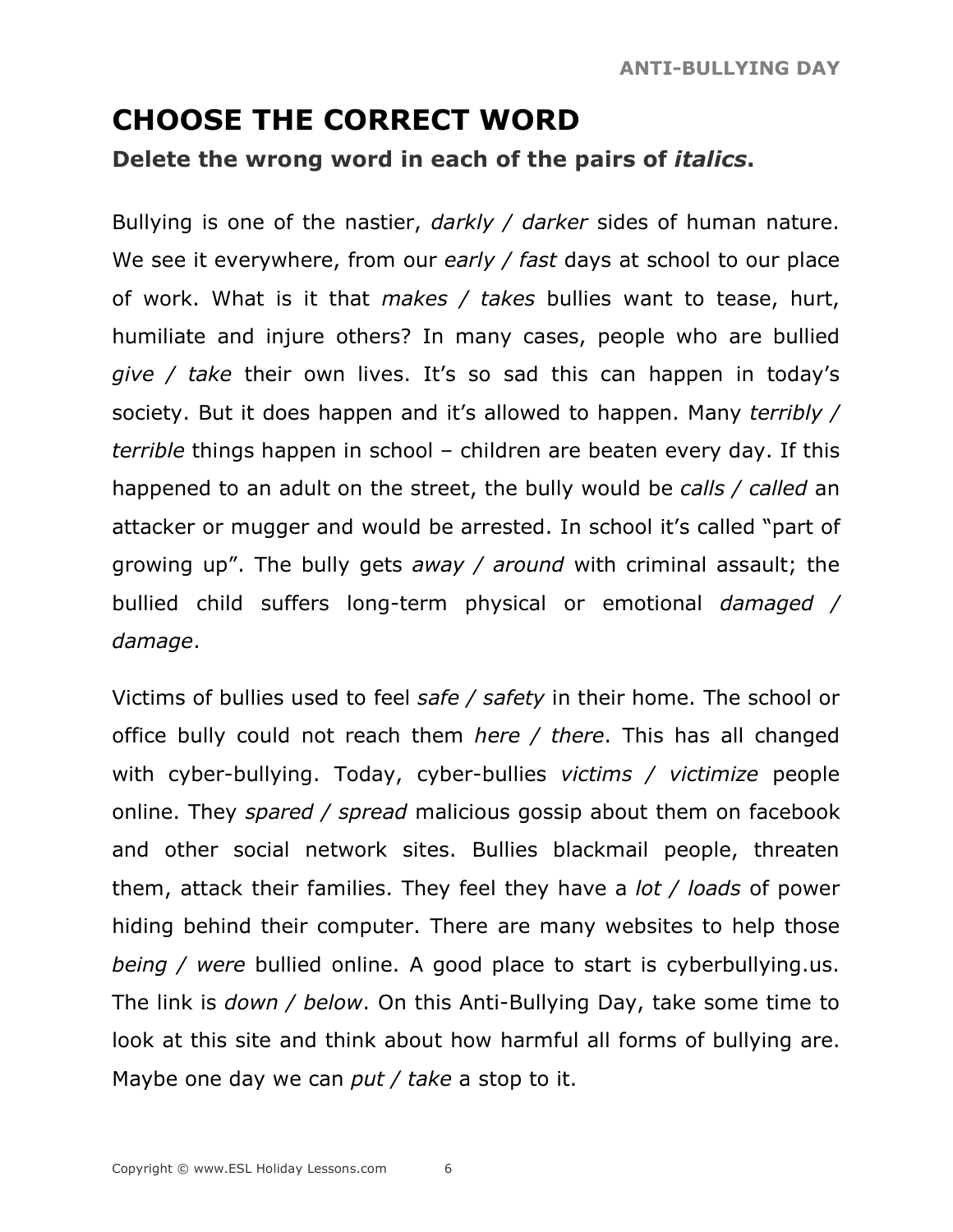# CHOOSE THE CORRECT WORD

**Delete the wrong word in each of the pairs of *italics*.**

Bullying is one of the nastier, *darkly / darker* sides of human nature. We see it everywhere, from our *early / fast* days at school to our place of work. What is it that *makes / takes* bullies want to tease, hurt, humiliate and injure others? In many cases, people who are bullied *give / take* their own lives. It's so sad this can happen in today's society. But it does happen and it's allowed to happen. Many *terribly / terrible* things happen in school – children are beaten every day. If this happened to an adult on the street, the bully would be *calls / called* an attacker or mugger and would be arrested. In school it's called "part of growing up". The bully gets *away / around* with criminal assault; the bullied child suffers long-term physical or emotional *damaged / damage*.

Victims of bullies used to feel *safe / safety* in their home. The school or office bully could not reach them *here / there*. This has all changed with cyber-bullying. Today, cyber-bullies *victims / victimize* people online. They *spared / spread* malicious gossip about them on facebook and other social network sites. Bullies blackmail people, threaten them, attack their families. They feel they have a *lot / loads* of power hiding behind their computer. There are many websites to help those *being / were* bullied online. A good place to start is cyberbullying.us. The link is *down / below*. On this Anti-Bullying Day, take some time to look at this site and think about how harmful all forms of bullying are. Maybe one day we can *put / take* a stop to it.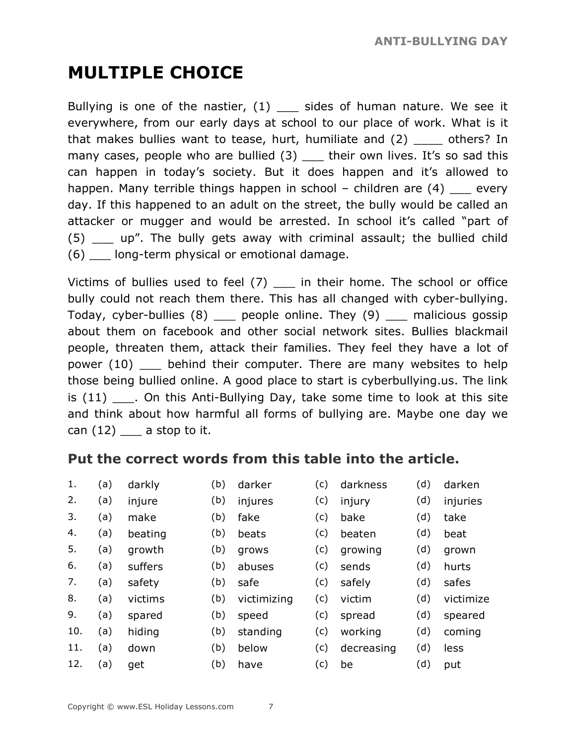# MULTIPLE CHOICE

Bullying is one of the nastier, (1) ___ sides of human nature. We see it everywhere, from our early days at school to our place of work. What is it that makes bullies want to tease, hurt, humiliate and (2) ____ others? In many cases, people who are bullied (3) ___ their own lives. It's so sad this can happen in today's society. But it does happen and it's allowed to happen. Many terrible things happen in school – children are (4) ___ every day. If this happened to an adult on the street, the bully would be called an attacker or mugger and would be arrested. In school it's called "part of (5) ___ up". The bully gets away with criminal assault; the bullied child (6) ___ long-term physical or emotional damage.

Victims of bullies used to feel (7) ___ in their home. The school or office bully could not reach them there. This has all changed with cyber-bullying. Today, cyber-bullies (8) ___ people online. They (9) ___ malicious gossip about them on facebook and other social network sites. Bullies blackmail people, threaten them, attack their families. They feel they have a lot of power (10) ___ behind their computer. There are many websites to help those being bullied online. A good place to start is cyberbullying.us. The link is (11) ___. On this Anti-Bullying Day, take some time to look at this site and think about how harmful all forms of bullying are. Maybe one day we can (12) ___ a stop to it.

## Put the correct words from this table into the article.

| | (a) | (b) | (c) | (d) |
|---|---|---|---|---|
| 1. | darkly | darker | darkness | darken |
| 2. | injure | injures | injury | injuries |
| 3. | make | fake | bake | take |
| 4. | beating | beats | beaten | beat |
| 5. | growth | grows | growing | grown |
| 6. | suffers | abuses | sends | hurts |
| 7. | safety | safe | safely | safes |
| 8. | victims | victimizing | victim | victimize |
| 9. | spared | speed | spread | speared |
| 10. | hiding | standing | working | coming |
| 11. | down | below | decreasing | less |
| 12. | get | have | be | put |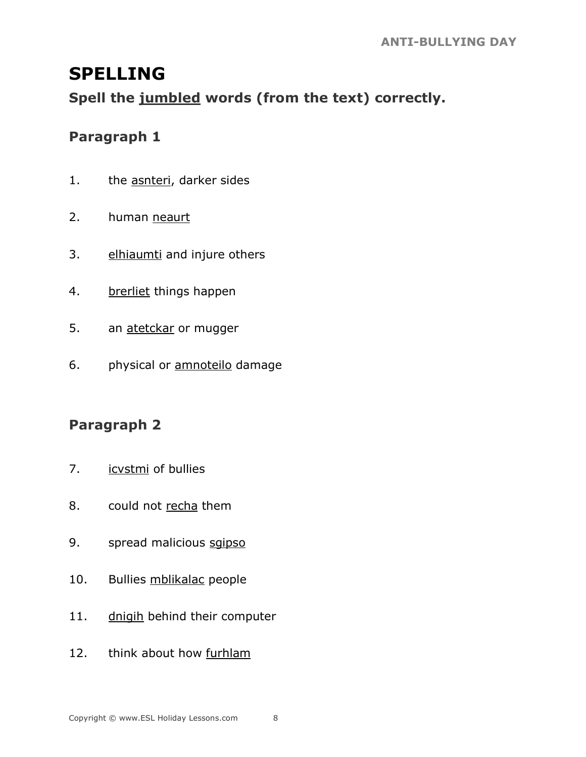# SPELLING

**Spell the <u>jumbled</u> words (from the text) correctly.**

## Paragraph 1

1. the <u>asnteri</u>, darker sides
2. human <u>neaurt</u>
3. <u>elhiaumti</u> and injure others
4. <u>brerliet</u> things happen
5. an <u>atetckar</u> or mugger
6. physical or <u>amnoteilo</u> damage

## Paragraph 2

7. <u>icvstmi</u> of bullies
8. could not <u>recha</u> them
9. spread malicious <u>sgipso</u>
10. Bullies <u>mblikalac</u> people
11. <u>dnigih</u> behind their computer
12. think about how <u>furhlam</u>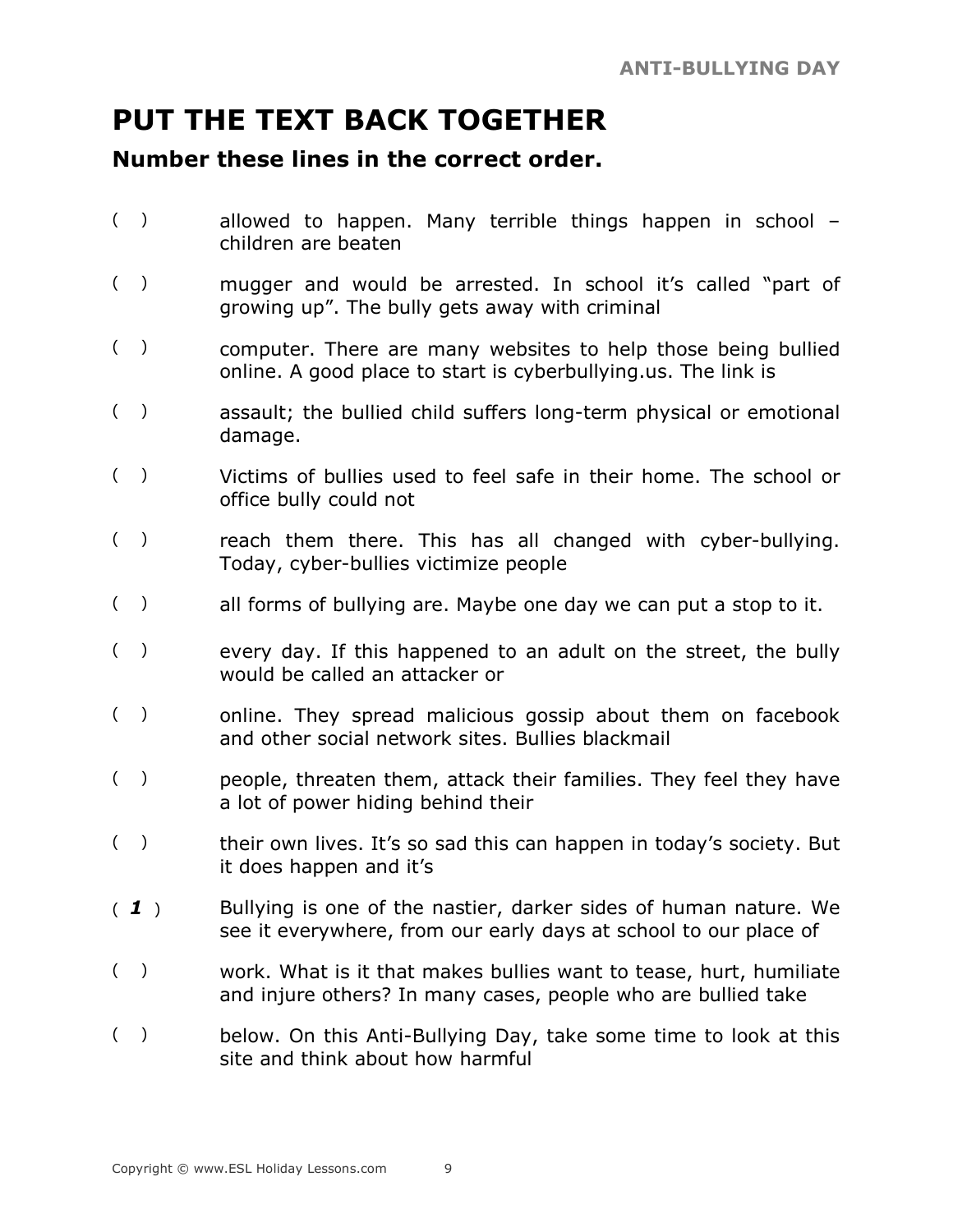# PUT THE TEXT BACK TOGETHER

## Number these lines in the correct order.

( ) allowed to happen. Many terrible things happen in school – children are beaten

( ) mugger and would be arrested. In school it's called "part of growing up". The bully gets away with criminal

( ) computer. There are many websites to help those being bullied online. A good place to start is cyberbullying.us. The link is

( ) assault; the bullied child suffers long-term physical or emotional damage.

( ) Victims of bullies used to feel safe in their home. The school or office bully could not

( ) reach them there. This has all changed with cyber-bullying. Today, cyber-bullies victimize people

( ) all forms of bullying are. Maybe one day we can put a stop to it.

( ) every day. If this happened to an adult on the street, the bully would be called an attacker or

( ) online. They spread malicious gossip about them on facebook and other social network sites. Bullies blackmail

( ) people, threaten them, attack their families. They feel they have a lot of power hiding behind their

( ) their own lives. It's so sad this can happen in today's society. But it does happen and it's

( ***1*** ) Bullying is one of the nastier, darker sides of human nature. We see it everywhere, from our early days at school to our place of

( ) work. What is it that makes bullies want to tease, hurt, humiliate and injure others? In many cases, people who are bullied take

( ) below. On this Anti-Bullying Day, take some time to look at this site and think about how harmful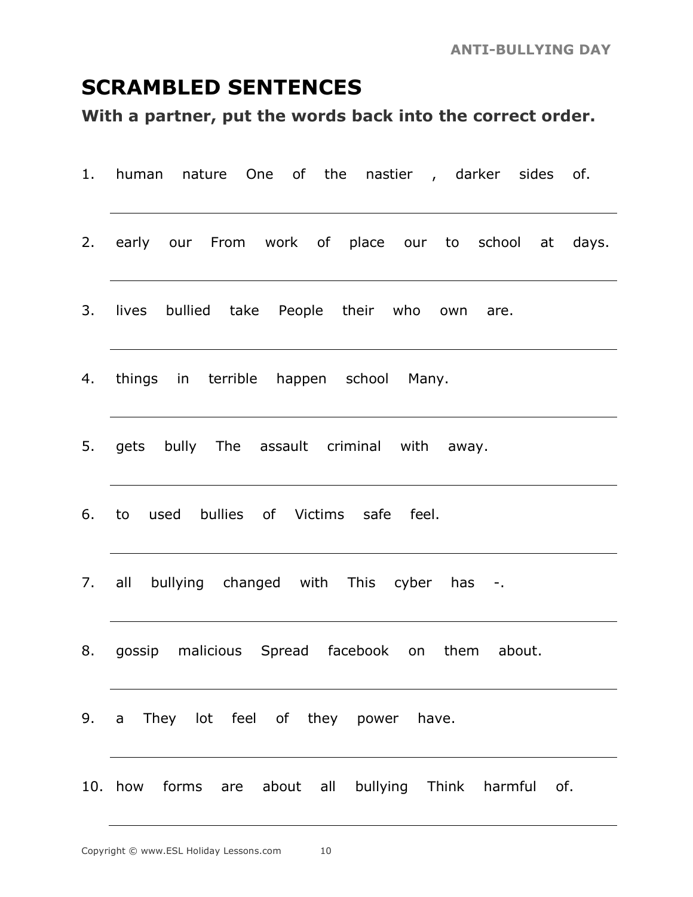## SCRAMBLED SENTENCES

**With a partner, put the words back into the correct order.**

1. human nature One of the nastier , darker sides of.

   ______________________________________________

2. early our From work of place our to school at days.

   ______________________________________________

3. lives bullied take People their who own are.

   ______________________________________________

4. things in terrible happen school Many.

   ______________________________________________

5. gets bully The assault criminal with away.

   ______________________________________________

6. to used bullies of Victims safe feel.

   ______________________________________________

7. all bullying changed with This cyber has -.

   ______________________________________________

8. gossip malicious Spread facebook on them about.

   ______________________________________________

9. a They lot feel of they power have.

   ______________________________________________

10. how forms are about all bullying Think harmful of.

    ______________________________________________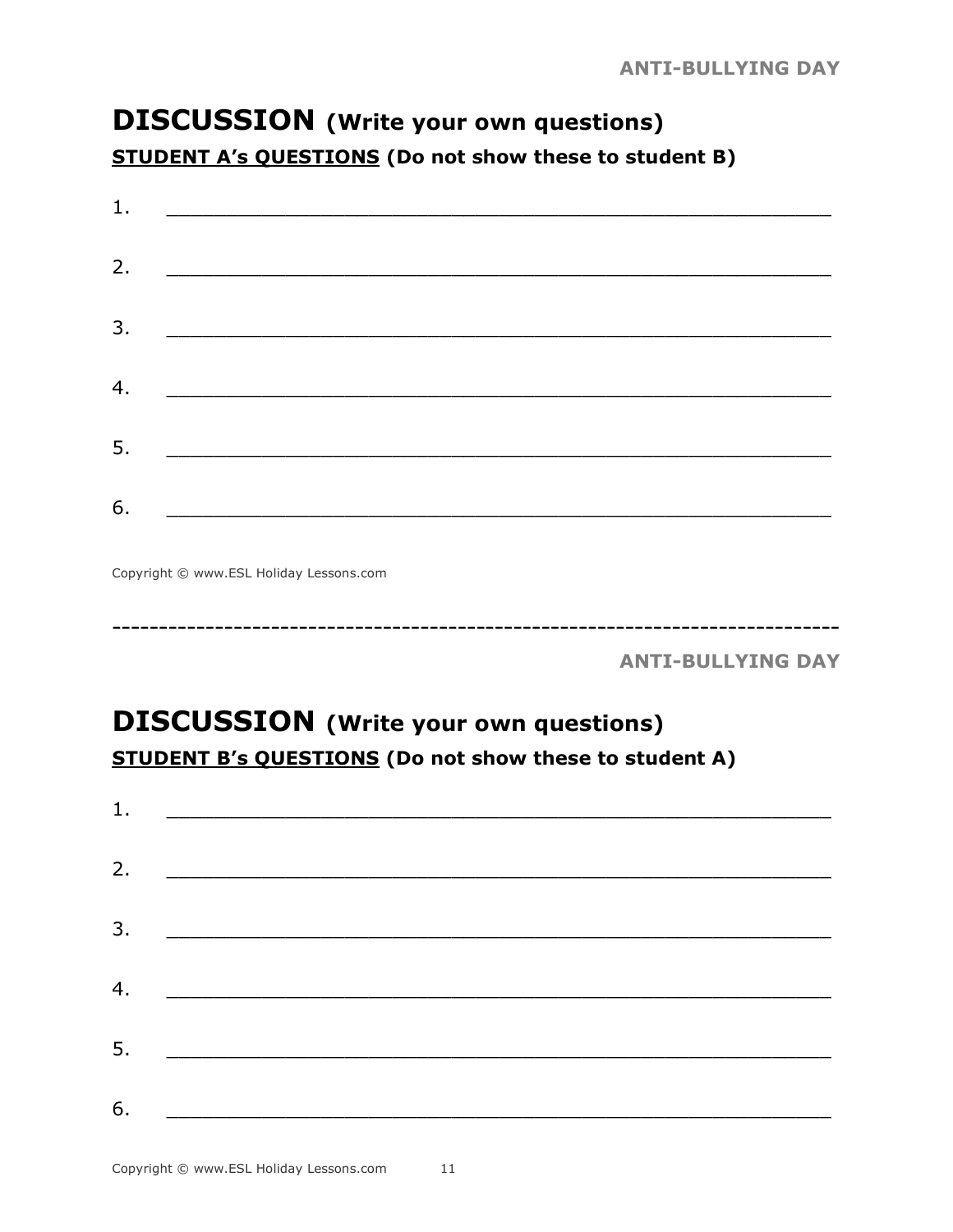## DISCUSSION (Write your own questions)

**STUDENT A's QUESTIONS** (Do not show these to student B)

1. ________________________________________________

2. ________________________________________________

3. ________________________________________________

4. ________________________________________________

5. ________________________________________________

6. ________________________________________________

Copyright © www.ESL Holiday Lessons.com

------------------------------------------------------------------------------

## DISCUSSION (Write your own questions)

**STUDENT B's QUESTIONS** (Do not show these to student A)

1. ________________________________________________

2. ________________________________________________

3. ________________________________________________

4. ________________________________________________

5. ________________________________________________

6. ________________________________________________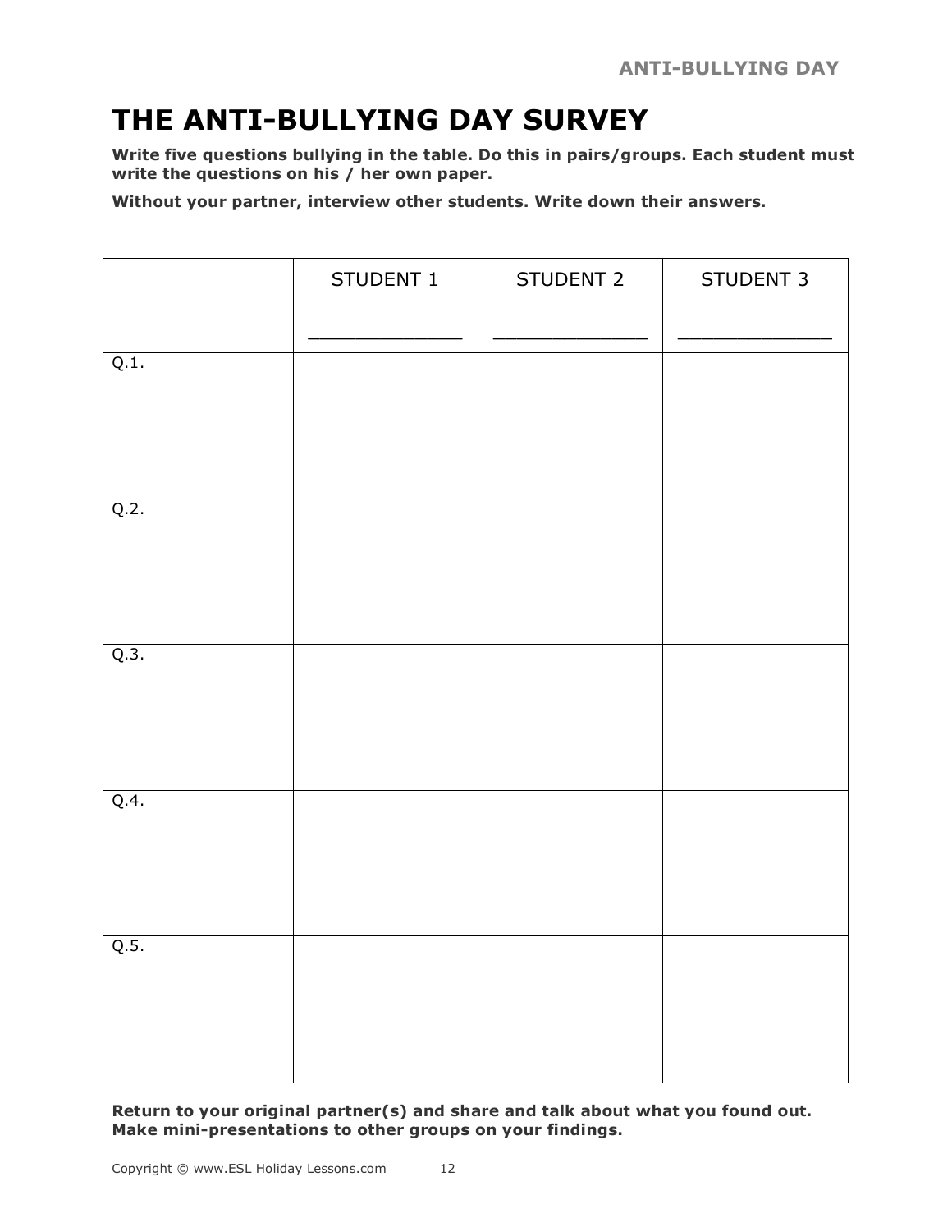# THE ANTI-BULLYING DAY SURVEY

**Write five questions bullying in the table. Do this in pairs/groups. Each student must write the questions on his / her own paper.**

**Without your partner, interview other students. Write down their answers.**

| | STUDENT 1<br>______________ | STUDENT 2<br>______________ | STUDENT 3<br>______________ |
|---|---|---|---|
| Q.1. | | | |
| Q.2. | | | |
| Q.3. | | | |
| Q.4. | | | |
| Q.5. | | | |

**Return to your original partner(s) and share and talk about what you found out. Make mini-presentations to other groups on your findings.**

Copyright © www.ESL Holiday Lessons.com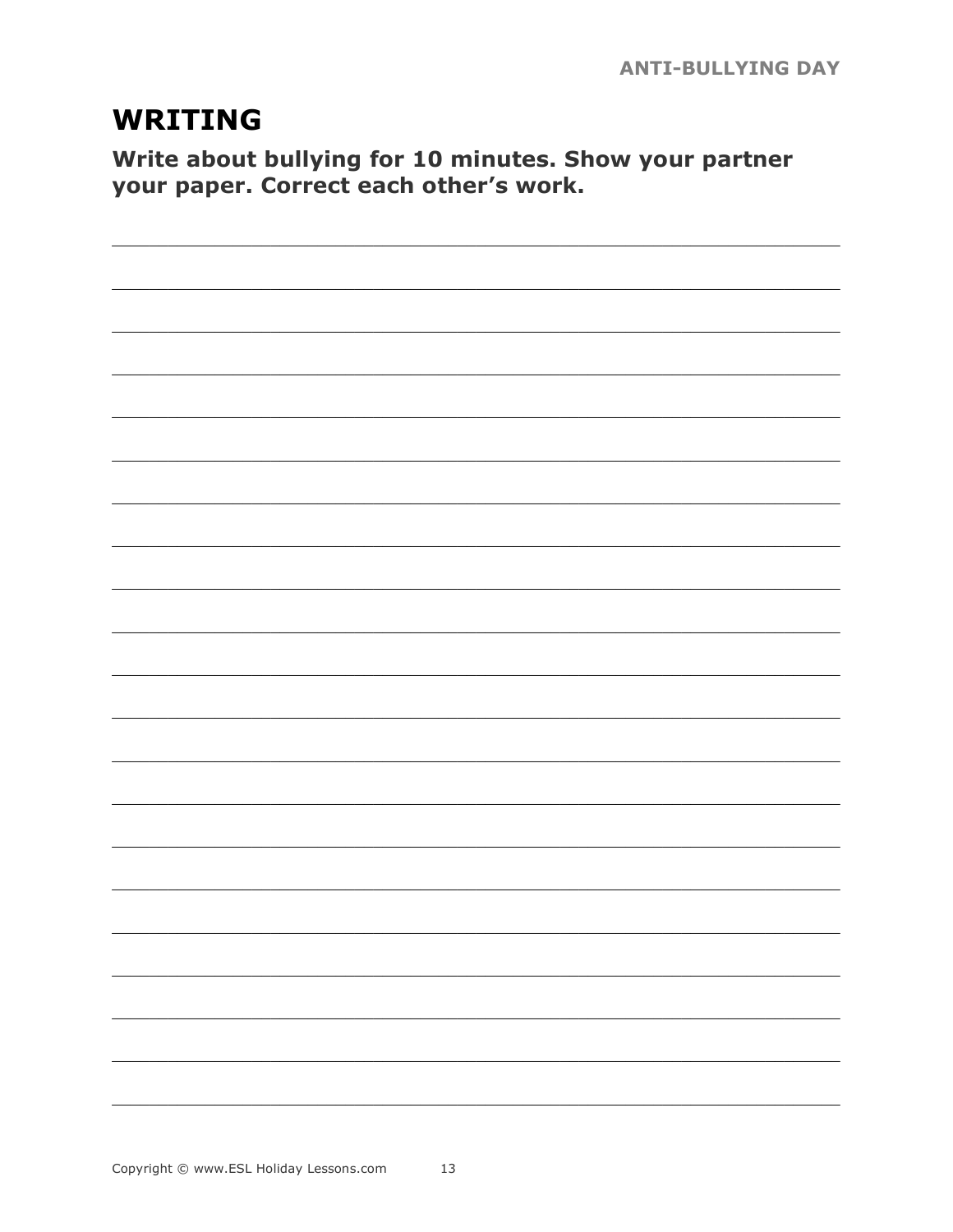## WRITING

**Write about bullying for 10 minutes. Show your partner your paper. Correct each other's work.**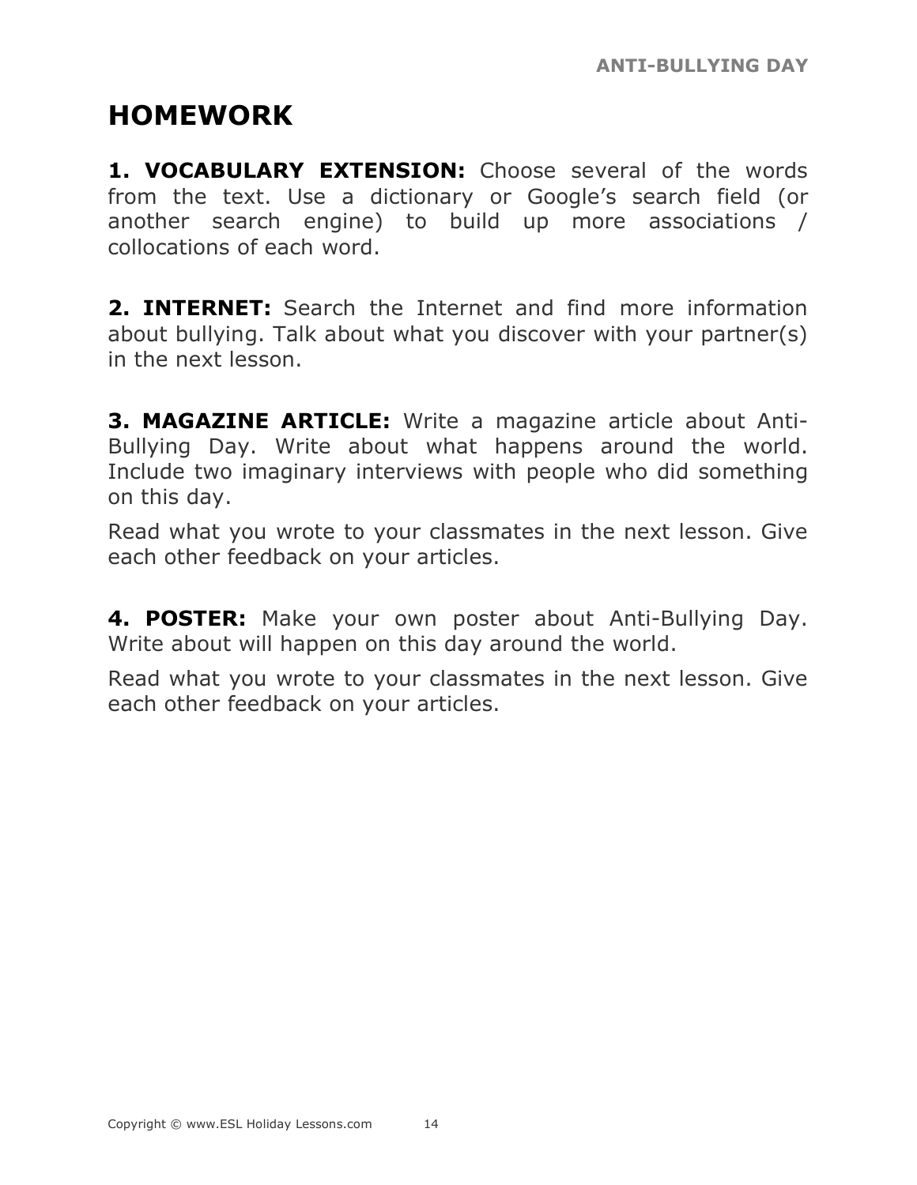# HOMEWORK

**1. VOCABULARY EXTENSION:** Choose several of the words from the text. Use a dictionary or Google's search field (or another search engine) to build up more associations / collocations of each word.

**2. INTERNET:** Search the Internet and find more information about bullying. Talk about what you discover with your partner(s) in the next lesson.

**3. MAGAZINE ARTICLE:** Write a magazine article about Anti-Bullying Day. Write about what happens around the world. Include two imaginary interviews with people who did something on this day.

Read what you wrote to your classmates in the next lesson. Give each other feedback on your articles.

**4. POSTER:** Make your own poster about Anti-Bullying Day. Write about will happen on this day around the world.

Read what you wrote to your classmates in the next lesson. Give each other feedback on your articles.